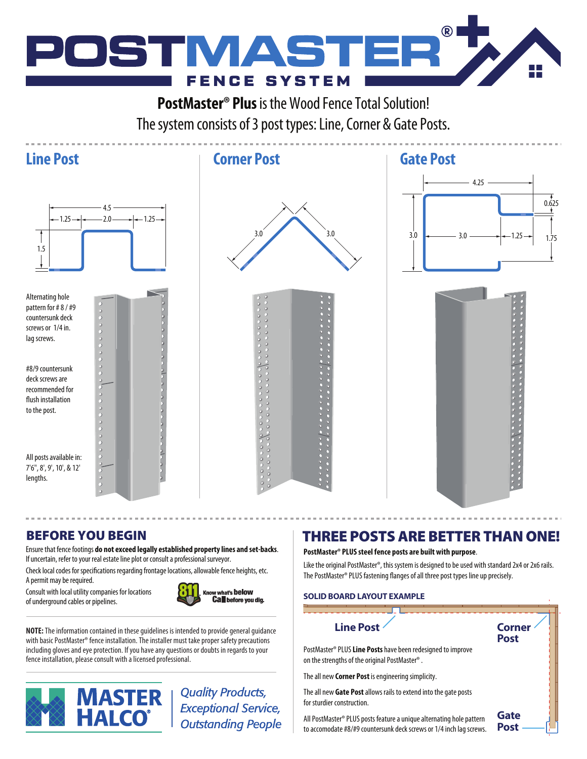# POSTMASTER® FENCE SYSTEM

**PostMaster® Plus** is the Wood Fence Total Solution!
The system consists of 3 post types: Line, Corner & Gate Posts.

## Line Post

4.5
1.25 | 2.0 | 1.25
1.5

Alternating hole pattern for # 8 / #9 countersunk deck screws or 1/4 in. lag screws.

#8/9 countersunk deck screws are recommended for flush installation to the post.

All posts available in: 7'6", 8', 9', 10', & 12' lengths.

## Corner Post

3.0 | 3.0

## Gate Post

4.25
0.625
3.0 | 3.0 | 1.25 | 1.75

## BEFORE YOU BEGIN

Ensure that fence footings **do not exceed legally established property lines and set-backs**. If uncertain, refer to your real estate line plot or consult a professional surveyor.

Check local codes for specifications regarding frontage locations, allowable fence heights, etc. A permit may be required.

Consult with local utility companies for locations of underground cables or pipelines.

811. Know what's below. Call before you dig.

**NOTE:** The information contained in these guidelines is intended to provide general guidance with basic PostMaster® fence installation. The installer must take proper safety precautions including gloves and eye protection. If you have any questions or doubts in regards to your fence installation, please consult with a licensed professional.

MASTER HALCO®

*Quality Products, Exceptional Service, Outstanding People*

## THREE POSTS ARE BETTER THAN ONE!

**PostMaster® PLUS steel fence posts are built with purpose**.

Like the original PostMaster®, this system is designed to be used with standard 2x4 or 2x6 rails. The PostMaster® PLUS fastening flanges of all three post types line up precisely.

### SOLID BOARD LAYOUT EXAMPLE

Line Post | Corner Post | Gate Post

PostMaster® PLUS **Line Posts** have been redesigned to improve on the strengths of the original PostMaster®.

The all new **Corner Post** is engineering simplicity.

The all new **Gate Post** allows rails to extend into the gate posts for sturdier construction.

All PostMaster® PLUS posts feature a unique alternating hole pattern to accomodate #8/#9 countersunk deck screws or 1/4 inch lag screws.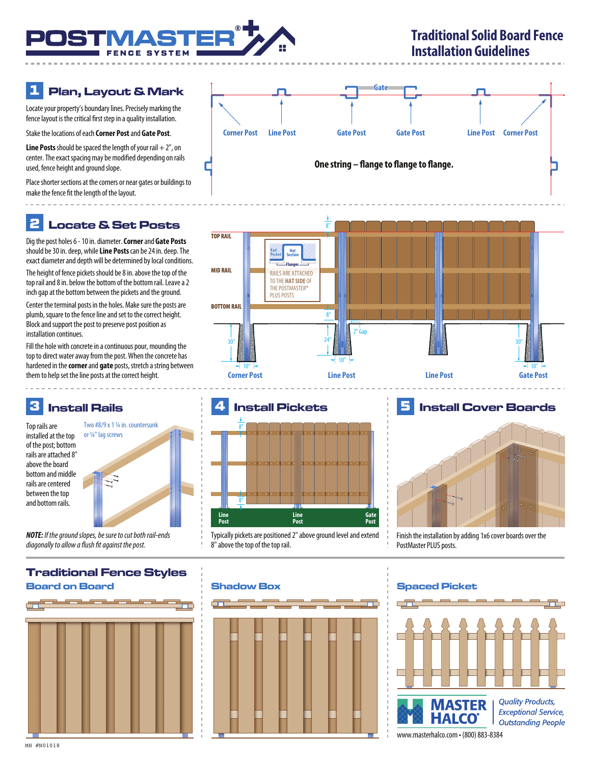# Traditional Solid Board Fence Installation Guidelines

## 1 Plan, Layout & Mark

Locate your property's boundary lines. Precisely marking the fence layout is the critical first step in a quality installation.

Stake the locations of each **Corner Post** and **Gate Post**.

**Line Posts** should be spaced the length of your rail + 2", on center. The exact spacing may be modified depending on rails used, fence height and ground slope.

Place shorter sections at the corners or near gates or buildings to make the fence fit the length of the layout.

Corner Post
Line Post
Gate
Gate Post
Gate Post
Line Post
Corner Post

**One string – flange to flange to flange.**

## 2 Locate & Set Posts

Dig the post holes 6 - 10 in. diameter. **Corner** and **Gate Posts** should be 30 in. deep, while **Line Posts** can be 24 in. deep. The exact diameter and depth will be determined by local conditions.

The height of fence pickets should be 8 in. above the top of the top rail and 8 in. below the bottom of the bottom rail. Leave a 2 inch gap at the bottom between the pickets and the ground.

Center the terminal posts in the holes. Make sure the posts are plumb, square to the fence line and set to the correct height. Block and support the post to preserve post position as installation continues.

Fill the hole with concrete in a continuous pour, mounding the top to direct water away from the post. When the concrete has hardened in the **corner** and **gate** posts, stretch a string between them to help set the line posts at the correct height.

TOP RAIL
MID RAIL
BOTTOM RAIL
Rail Pocket
Hat Section
Flanges
RAILS ARE ATTACHED TO THE HAT SIDE OF THE POSTMASTER® PLUS POSTS
8"
8"
30"
24"
2" Gap
30"
10"
10"
10"
Corner Post
Line Post
Line Post
Gate Post

## 3 Install Rails

Top rails are installed at the top of the post; bottom rails are attached 8" above the board bottom and middle rails are centered between the top and bottom rails.

Two #8/9 x 1 ¼ in. countersunk or ¼" lag screws

***NOTE:** If the ground slopes, be sure to cut both rail-ends diagonally to allow a flush fit against the post.*

## 4 Install Pickets

8"
8"
Line Post
Line Post
Gate Post

Typically pickets are positioned 2" above ground level and extend 8" above the top of the top rail.

## 5 Install Cover Boards

Finish the installation by adding 1x6 cover boards over the PostMaster PLUS posts.

## Traditional Fence Styles

### Board on Board

### Shadow Box

### Spaced Picket

MASTER HALCO®
*Quality Products, Exceptional Service, Outstanding People*

www.masterhalco.com • (800) 883-8384

MH #N01018